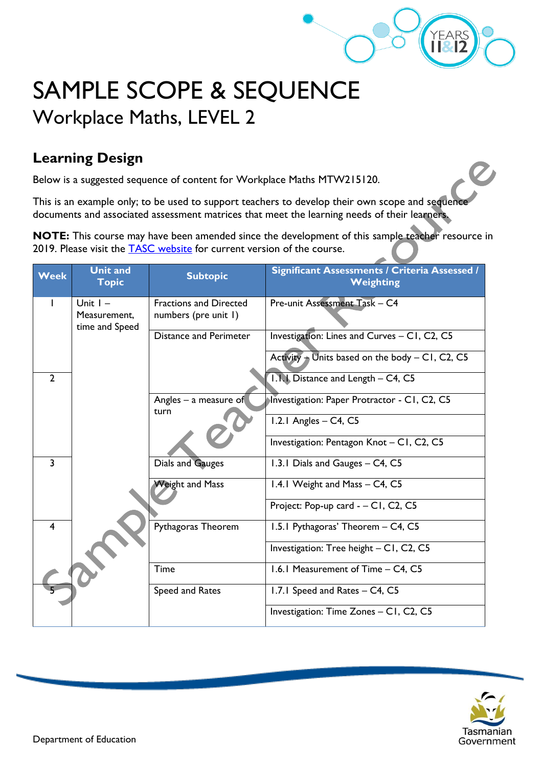# SAMPLE SCOPE & SEQUENCE

## Workplace Maths, LEVEL 2

### Learning Design

Below is a suggested sequence of content for Workplace Maths MTW215120.

This is an example only; to be used to support teachers to develop their own scope and sequence documents and associated assessment matrices that meet the learning needs of their learners.

**NOTE:** This course may have been amended since the development of this sample teacher resource in 2019. Please visit the TASC website for current version of the course.

| Week | Unit and Topic | Subtopic | Significant Assessments / Criteria Assessed / Weighting |
|---|---|---|---|
| 1 | Unit 1 – Measurement, time and Speed | Fractions and Directed numbers (pre unit 1) | Pre-unit Assessment Task – C4 |
| | | Distance and Perimeter | Investigation: Lines and Curves – C1, C2, C5 |
| | | | Activity – Units based on the body – C1, C2, C5 |
| 2 | | | 1.1.1 Distance and Length – C4, C5 |
| | | Angles – a measure of turn | Investigation: Paper Protractor - C1, C2, C5 |
| | | | 1.2.1 Angles – C4, C5 |
| | | | Investigation: Pentagon Knot – C1, C2, C5 |
| 3 | | Dials and Gauges | 1.3.1 Dials and Gauges – C4, C5 |
| | | Weight and Mass | 1.4.1 Weight and Mass – C4, C5 |
| | | | Project: Pop-up card - – C1, C2, C5 |
| 4 | | Pythagoras Theorem | 1.5.1 Pythagoras' Theorem – C4, C5 |
| | | | Investigation: Tree height – C1, C2, C5 |
| | | Time | 1.6.1 Measurement of Time – C4, C5 |
| 5 | | Speed and Rates | 1.7.1 Speed and Rates – C4, C5 |
| | | | Investigation: Time Zones – C1, C2, C5 |

Department of Education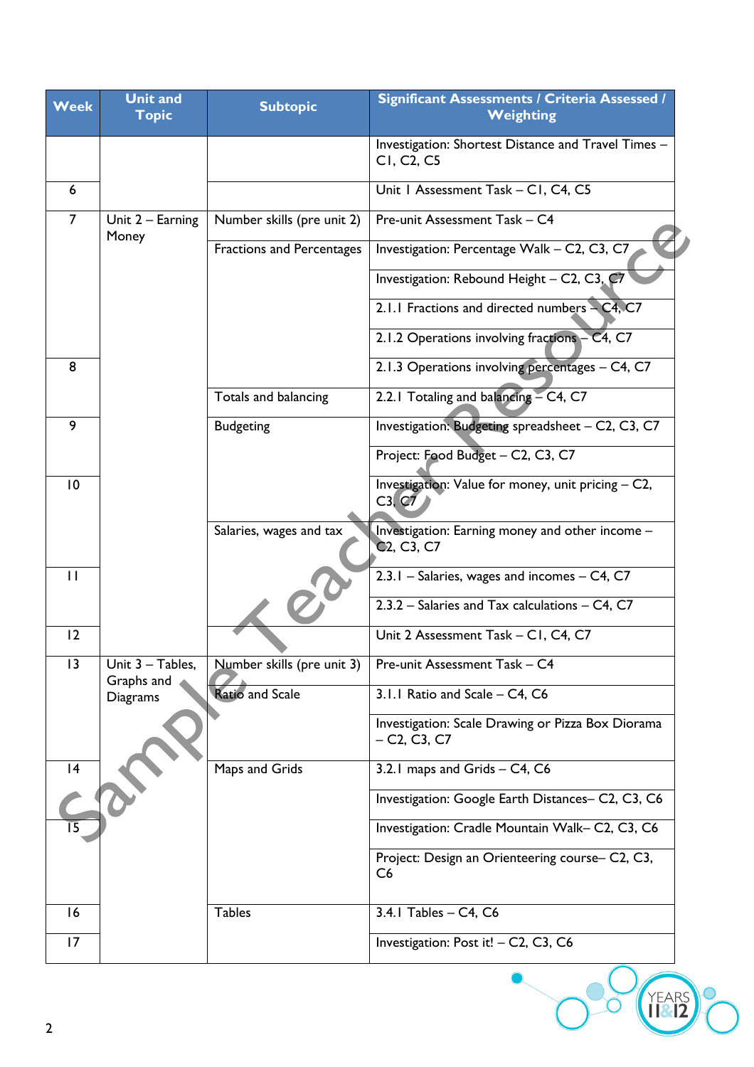| Week | Unit and Topic | Subtopic | Significant Assessments / Criteria Assessed / Weighting |
|---|---|---|---|
| | | | Investigation: Shortest Distance and Travel Times – C1, C2, C5 |
| 6 | | | Unit 1 Assessment Task – C1, C4, C5 |
| 7 | Unit 2 – Earning Money | Number skills (pre unit 2) | Pre-unit Assessment Task – C4 |
| | | Fractions and Percentages | Investigation: Percentage Walk – C2, C3, C7 |
| | | | Investigation: Rebound Height – C2, C3, C7 |
| | | | 2.1.1 Fractions and directed numbers – C4, C7 |
| | | | 2.1.2 Operations involving fractions – C4, C7 |
| 8 | | | 2.1.3 Operations involving percentages – C4, C7 |
| | | Totals and balancing | 2.2.1 Totaling and balancing – C4, C7 |
| 9 | | Budgeting | Investigation: Budgeting spreadsheet – C2, C3, C7 |
| | | | Project: Food Budget – C2, C3, C7 |
| 10 | | | Investigation: Value for money, unit pricing – C2, C3, C7 |
| | | Salaries, wages and tax | Investigation: Earning money and other income – C2, C3, C7 |
| 11 | | | 2.3.1 – Salaries, wages and incomes – C4, C7 |
| | | | 2.3.2 – Salaries and Tax calculations – C4, C7 |
| 12 | | | Unit 2 Assessment Task – C1, C4, C7 |
| 13 | Unit 3 – Tables, Graphs and Diagrams | Number skills (pre unit 3) | Pre-unit Assessment Task – C4 |
| | | Ratio and Scale | 3.1.1 Ratio and Scale – C4, C6 |
| | | | Investigation: Scale Drawing or Pizza Box Diorama – C2, C3, C7 |
| 14 | | Maps and Grids | 3.2.1 maps and Grids – C4, C6 |
| | | | Investigation: Google Earth Distances– C2, C3, C6 |
| 15 | | | Investigation: Cradle Mountain Walk– C2, C3, C6 |
| | | | Project: Design an Orienteering course– C2, C3, C6 |
| 16 | | Tables | 3.4.1 Tables – C4, C6 |
| 17 | | | Investigation: Post it! – C2, C3, C6 |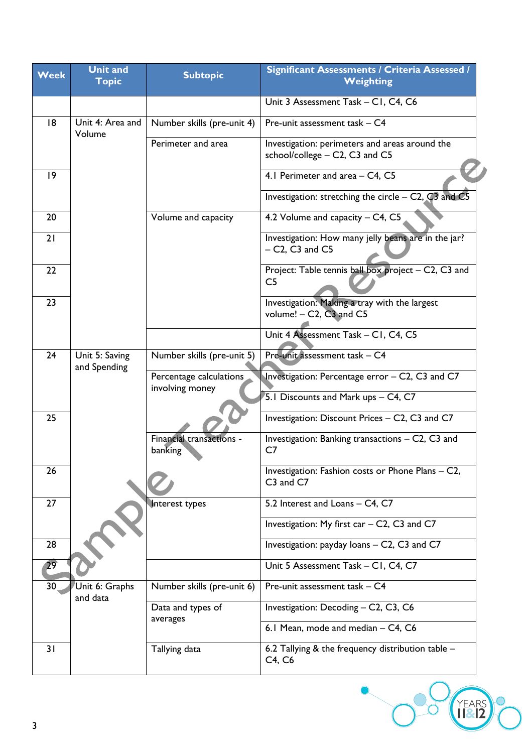| Week | Unit and Topic | Subtopic | Significant Assessments / Criteria Assessed / Weighting |
|---|---|---|---|
| | | | Unit 3 Assessment Task – C1, C4, C6 |
| 18 | Unit 4: Area and Volume | Number skills (pre-unit 4) | Pre-unit assessment task – C4 |
| | | Perimeter and area | Investigation: perimeters and areas around the school/college – C2, C3 and C5 |
| 19 | | | 4.1 Perimeter and area – C4, C5 |
| | | | Investigation: stretching the circle – C2, C3 and C5 |
| 20 | | Volume and capacity | 4.2 Volume and capacity – C4, C5 |
| 21 | | | Investigation: How many jelly beans are in the jar? – C2, C3 and C5 |
| 22 | | | Project: Table tennis ball box project – C2, C3 and C5 |
| 23 | | | Investigation: Making a tray with the largest volume! – C2, C3 and C5 |
| | | | Unit 4 Assessment Task – C1, C4, C5 |
| 24 | Unit 5: Saving and Spending | Number skills (pre-unit 5) | Pre-unit assessment task – C4 |
| | | Percentage calculations involving money | Investigation: Percentage error – C2, C3 and C7 |
| | | | 5.1 Discounts and Mark ups – C4, C7 |
| 25 | | | Investigation: Discount Prices – C2, C3 and C7 |
| | | Financial transactions - banking | Investigation: Banking transactions – C2, C3 and C7 |
| 26 | | | Investigation: Fashion costs or Phone Plans – C2, C3 and C7 |
| 27 | | Interest types | 5.2 Interest and Loans – C4, C7 |
| | | | Investigation: My first car – C2, C3 and C7 |
| 28 | | | Investigation: payday loans – C2, C3 and C7 |
| 29 | | | Unit 5 Assessment Task – C1, C4, C7 |
| 30 | Unit 6: Graphs and data | Number skills (pre-unit 6) | Pre-unit assessment task – C4 |
| | | Data and types of averages | Investigation: Decoding – C2, C3, C6 |
| | | | 6.1 Mean, mode and median – C4, C6 |
| 31 | | Tallying data | 6.2 Tallying & the frequency distribution table – C4, C6 |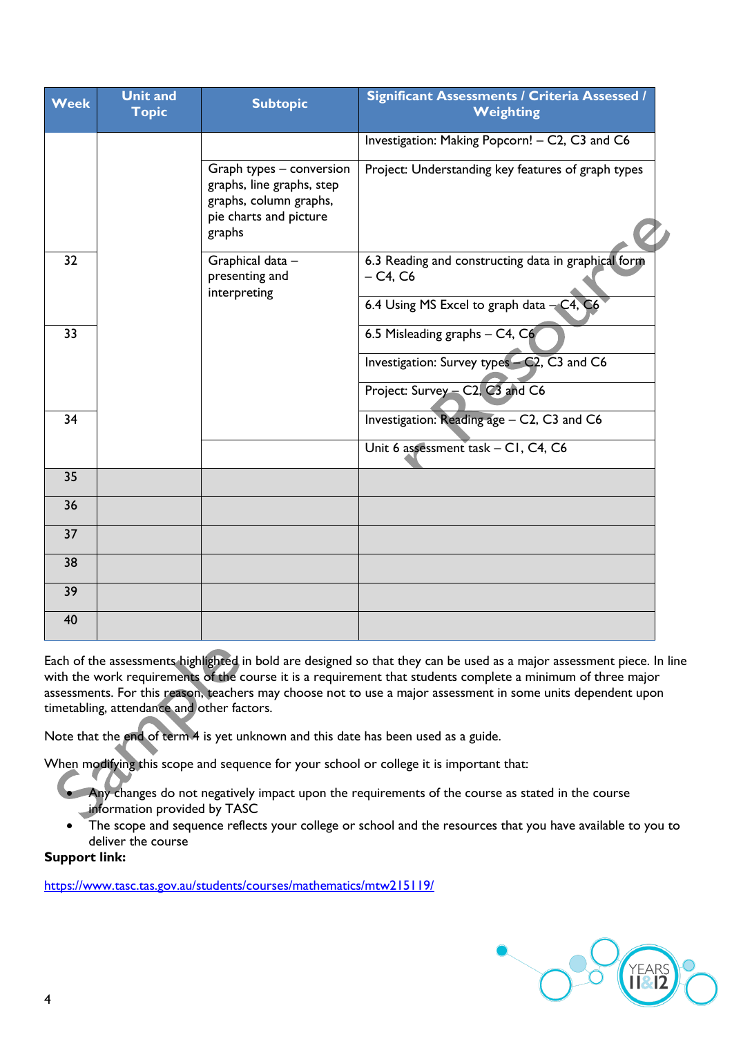| Week | Unit and Topic | Subtopic | Significant Assessments / Criteria Assessed / Weighting |
|---|---|---|---|
| | | | Investigation: Making Popcorn! – C2, C3 and C6 |
| | | Graph types – conversion graphs, line graphs, step graphs, column graphs, pie charts and picture graphs | Project: Understanding key features of graph types |
| 32 | | Graphical data – presenting and interpreting | 6.3 Reading and constructing data in graphical form – C4, C6 |
| | | | 6.4 Using MS Excel to graph data – C4, C6 |
| 33 | | | 6.5 Misleading graphs – C4, C6 |
| | | | Investigation: Survey types – C2, C3 and C6 |
| | | | Project: Survey – C2, C3 and C6 |
| 34 | | | Investigation: Reading age – C2, C3 and C6 |
| | | | Unit 6 assessment task – C1, C4, C6 |
| 35 | | | |
| 36 | | | |
| 37 | | | |
| 38 | | | |
| 39 | | | |
| 40 | | | |

Each of the assessments highlighted in bold are designed so that they can be used as a major assessment piece. In line with the work requirements of the course it is a requirement that students complete a minimum of three major assessments. For this reason, teachers may choose not to use a major assessment in some units dependent upon timetabling, attendance and other factors.

Note that the end of term 4 is yet unknown and this date has been used as a guide.

When modifying this scope and sequence for your school or college it is important that:

- Any changes do not negatively impact upon the requirements of the course as stated in the course information provided by TASC
- The scope and sequence reflects your college or school and the resources that you have available to you to deliver the course

**Support link:**

https://www.tasc.tas.gov.au/students/courses/mathematics/mtw215119/